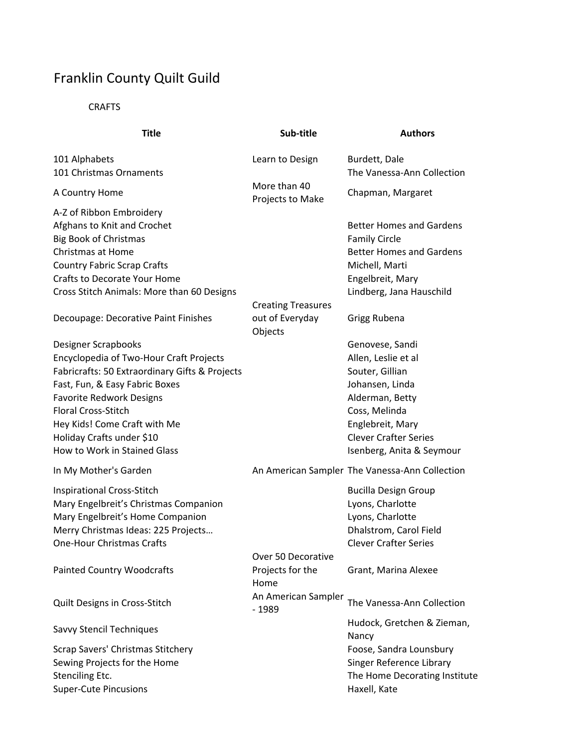# Franklin County Quilt Guild

CRAFTS

| Title | Sub-title | Authors |
|---|---|---|
| 101 Alphabets | Learn to Design | Burdett, Dale |
| 101 Christmas Ornaments | | The Vanessa-Ann Collection |
| A Country Home | More than 40 Projects to Make | Chapman, Margaret |
| A-Z of Ribbon Embroidery | | |
| Afghans to Knit and Crochet | | Better Homes and Gardens |
| Big Book of Christmas | | Family Circle |
| Christmas at Home | | Better Homes and Gardens |
| Country Fabric Scrap Crafts | | Michell, Marti |
| Crafts to Decorate Your Home | | Engelbreit, Mary |
| Cross Stitch Animals: More than 60 Designs | | Lindberg, Jana Hauschild |
| Decoupage: Decorative Paint Finishes | Creating Treasures out of Everyday Objects | Grigg Rubena |
| Designer Scrapbooks | | Genovese, Sandi |
| Encyclopedia of Two-Hour Craft Projects | | Allen, Leslie et al |
| Fabricrafts: 50 Extraordinary Gifts & Projects | | Souter, Gillian |
| Fast, Fun, & Easy Fabric Boxes | | Johansen, Linda |
| Favorite Redwork Designs | | Alderman, Betty |
| Floral Cross-Stitch | | Coss, Melinda |
| Hey Kids! Come Craft with Me | | Englebreit, Mary |
| Holiday Crafts under $10 | | Clever Crafter Series |
| How to Work in Stained Glass | | Isenberg, Anita & Seymour |
| In My Mother's Garden | An American Sampler | The Vanessa-Ann Collection |
| Inspirational Cross-Stitch | | Bucilla Design Group |
| Mary Engelbreit's Christmas Companion | | Lyons, Charlotte |
| Mary Engelbreit's Home Companion | | Lyons, Charlotte |
| Merry Christmas Ideas: 225 Projects… | | Dhalstrom, Carol Field |
| One-Hour Christmas Crafts | | Clever Crafter Series |
| Painted Country Woodcrafts | Over 50 Decorative Projects for the Home | Grant, Marina Alexee |
| Quilt Designs in Cross-Stitch | An American Sampler - 1989 | The Vanessa-Ann Collection |
| Savvy Stencil Techniques | | Hudock, Gretchen & Zieman, Nancy |
| Scrap Savers' Christmas Stitchery | | Foose, Sandra Lounsbury |
| Sewing Projects for the Home | | Singer Reference Library |
| Stenciling Etc. | | The Home Decorating Institute |
| Super-Cute Pincusions | | Haxell, Kate |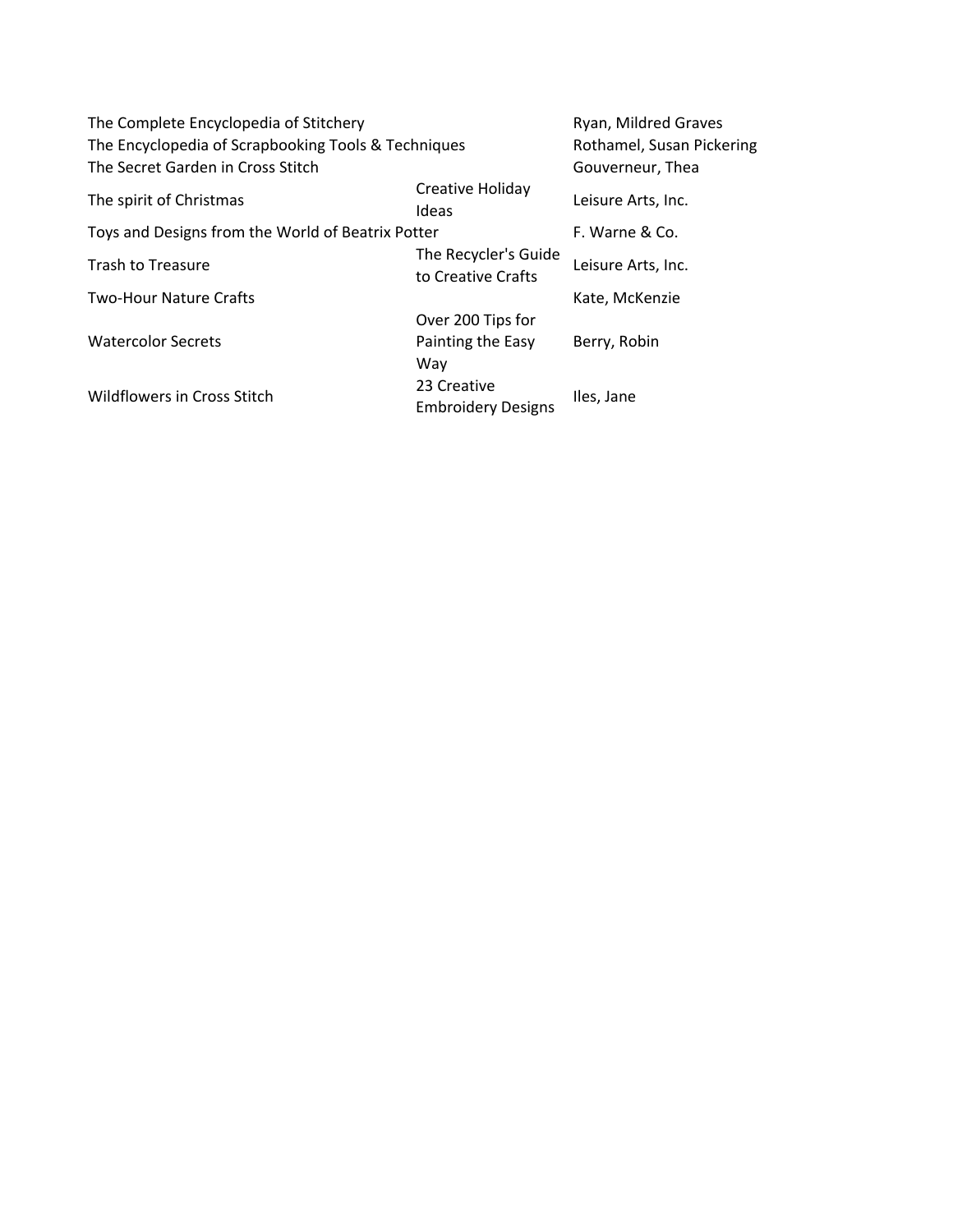| | | |
|---|---|---|
| The Complete Encyclopedia of Stitchery | | Ryan, Mildred Graves |
| The Encyclopedia of Scrapbooking Tools & Techniques | | Rothamel, Susan Pickering |
| The Secret Garden in Cross Stitch | | Gouverneur, Thea |
| The spirit of Christmas | Creative Holiday Ideas | Leisure Arts, Inc. |
| Toys and Designs from the World of Beatrix Potter | | F. Warne & Co. |
| Trash to Treasure | The Recycler's Guide to Creative Crafts | Leisure Arts, Inc. |
| Two-Hour Nature Crafts | | Kate, McKenzie |
| Watercolor Secrets | Over 200 Tips for Painting the Easy Way | Berry, Robin |
| Wildflowers in Cross Stitch | 23 Creative Embroidery Designs | Iles, Jane |